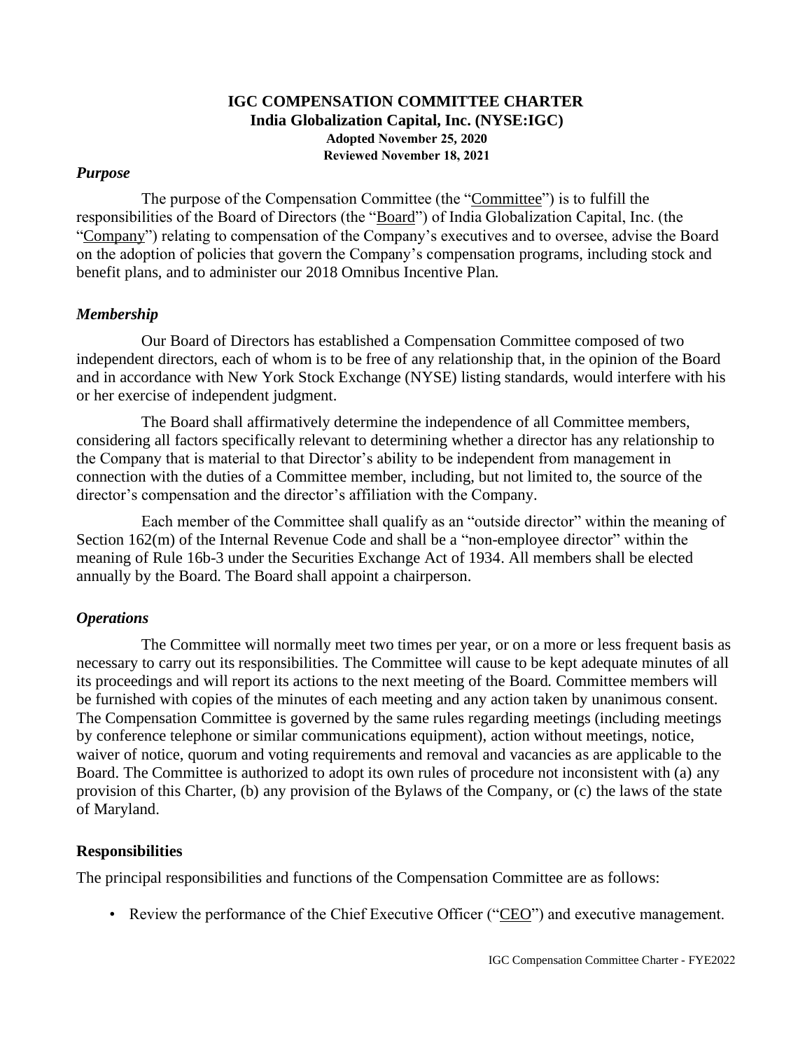# IGC COMPENSATION COMMITTEE CHARTER

**India Globalization Capital, Inc. (NYSE:IGC)**

**Adopted November 25, 2020**

**Reviewed November 18, 2021**

### *Purpose*

The purpose of the Compensation Committee (the "Committee") is to fulfill the responsibilities of the Board of Directors (the "Board") of India Globalization Capital, Inc. (the "Company") relating to compensation of the Company's executives and to oversee, advise the Board on the adoption of policies that govern the Company's compensation programs, including stock and benefit plans, and to administer our 2018 Omnibus Incentive Plan.

### *Membership*

Our Board of Directors has established a Compensation Committee composed of two independent directors, each of whom is to be free of any relationship that, in the opinion of the Board and in accordance with New York Stock Exchange (NYSE) listing standards, would interfere with his or her exercise of independent judgment.

The Board shall affirmatively determine the independence of all Committee members, considering all factors specifically relevant to determining whether a director has any relationship to the Company that is material to that Director's ability to be independent from management in connection with the duties of a Committee member, including, but not limited to, the source of the director's compensation and the director's affiliation with the Company.

Each member of the Committee shall qualify as an "outside director" within the meaning of Section 162(m) of the Internal Revenue Code and shall be a "non-employee director" within the meaning of Rule 16b-3 under the Securities Exchange Act of 1934. All members shall be elected annually by the Board. The Board shall appoint a chairperson.

### *Operations*

The Committee will normally meet two times per year, or on a more or less frequent basis as necessary to carry out its responsibilities. The Committee will cause to be kept adequate minutes of all its proceedings and will report its actions to the next meeting of the Board. Committee members will be furnished with copies of the minutes of each meeting and any action taken by unanimous consent. The Compensation Committee is governed by the same rules regarding meetings (including meetings by conference telephone or similar communications equipment), action without meetings, notice, waiver of notice, quorum and voting requirements and removal and vacancies as are applicable to the Board. The Committee is authorized to adopt its own rules of procedure not inconsistent with (a) any provision of this Charter, (b) any provision of the Bylaws of the Company, or (c) the laws of the state of Maryland.

### Responsibilities

The principal responsibilities and functions of the Compensation Committee are as follows:

- Review the performance of the Chief Executive Officer ("CEO") and executive management.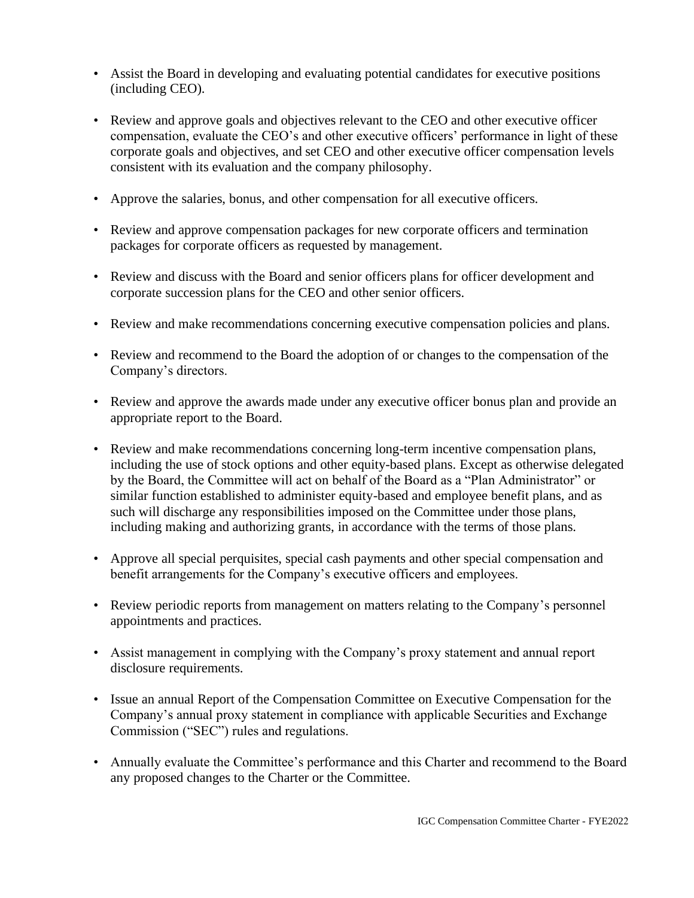- Assist the Board in developing and evaluating potential candidates for executive positions (including CEO).

- Review and approve goals and objectives relevant to the CEO and other executive officer compensation, evaluate the CEO's and other executive officers' performance in light of these corporate goals and objectives, and set CEO and other executive officer compensation levels consistent with its evaluation and the company philosophy.

- Approve the salaries, bonus, and other compensation for all executive officers.

- Review and approve compensation packages for new corporate officers and termination packages for corporate officers as requested by management.

- Review and discuss with the Board and senior officers plans for officer development and corporate succession plans for the CEO and other senior officers.

- Review and make recommendations concerning executive compensation policies and plans.

- Review and recommend to the Board the adoption of or changes to the compensation of the Company's directors.

- Review and approve the awards made under any executive officer bonus plan and provide an appropriate report to the Board.

- Review and make recommendations concerning long-term incentive compensation plans, including the use of stock options and other equity-based plans. Except as otherwise delegated by the Board, the Committee will act on behalf of the Board as a "Plan Administrator" or similar function established to administer equity-based and employee benefit plans, and as such will discharge any responsibilities imposed on the Committee under those plans, including making and authorizing grants, in accordance with the terms of those plans.

- Approve all special perquisites, special cash payments and other special compensation and benefit arrangements for the Company's executive officers and employees.

- Review periodic reports from management on matters relating to the Company's personnel appointments and practices.

- Assist management in complying with the Company's proxy statement and annual report disclosure requirements.

- Issue an annual Report of the Compensation Committee on Executive Compensation for the Company's annual proxy statement in compliance with applicable Securities and Exchange Commission ("SEC") rules and regulations.

- Annually evaluate the Committee's performance and this Charter and recommend to the Board any proposed changes to the Charter or the Committee.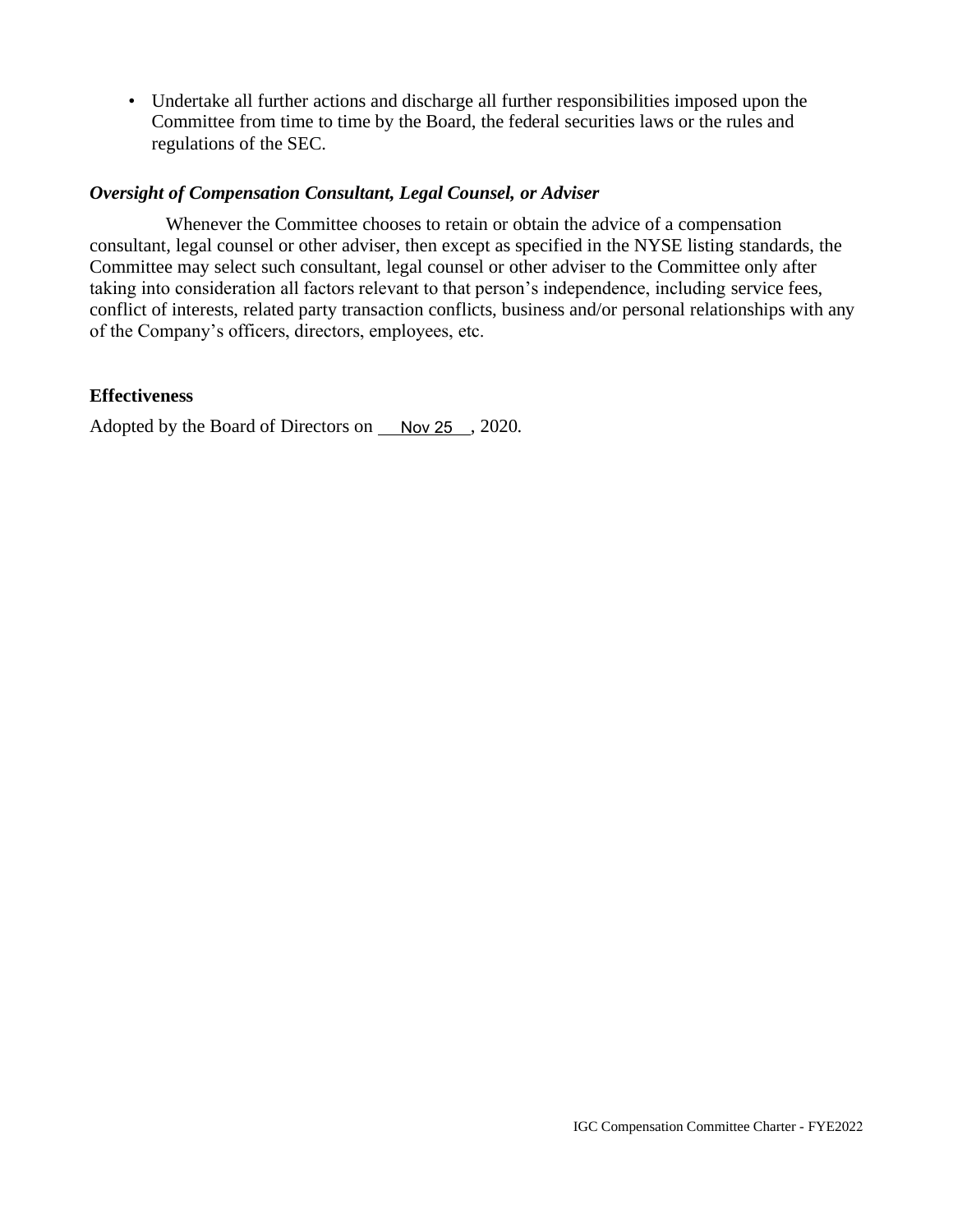- Undertake all further actions and discharge all further responsibilities imposed upon the Committee from time to time by the Board, the federal securities laws or the rules and regulations of the SEC.

***Oversight of Compensation Consultant, Legal Counsel, or Adviser***

Whenever the Committee chooses to retain or obtain the advice of a compensation consultant, legal counsel or other adviser, then except as specified in the NYSE listing standards, the Committee may select such consultant, legal counsel or other adviser to the Committee only after taking into consideration all factors relevant to that person's independence, including service fees, conflict of interests, related party transaction conflicts, business and/or personal relationships with any of the Company's officers, directors, employees, etc.

**Effectiveness**

Adopted by the Board of Directors on Nov 25, 2020.